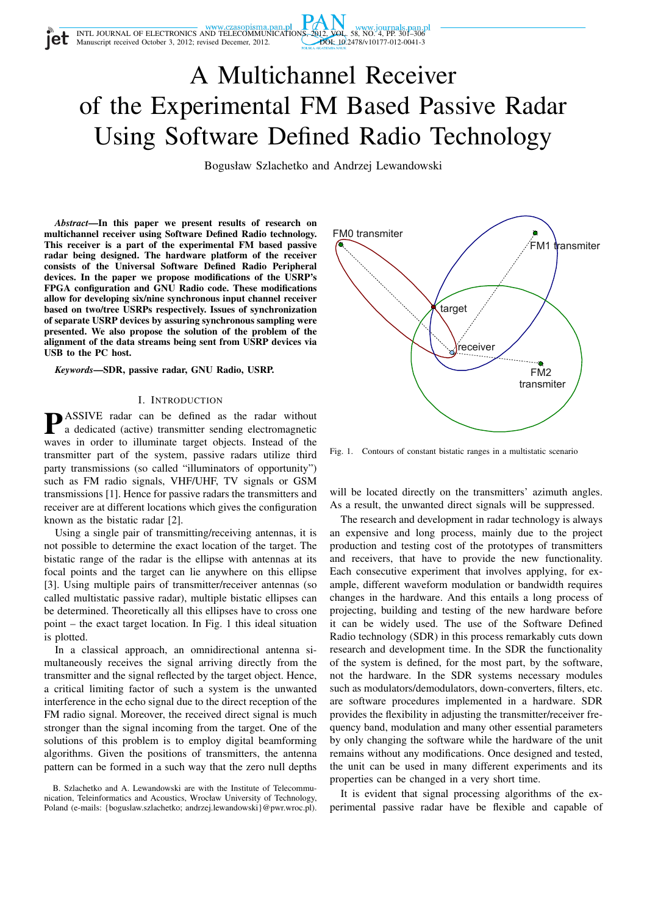# A Multichannel Receiver of the Experimental FM Based Passive Radar Using Software Defined Radio Technology

Bogusław Szlachetko and Andrzej Lewandowski

***Abstract*—In this paper we present results of research on multichannel receiver using Software Defined Radio technology. This receiver is a part of the experimental FM based passive radar being designed. The hardware platform of the receiver consists of the Universal Software Defined Radio Peripheral devices. In the paper we propose modifications of the USRP's FPGA configuration and GNU Radio code. These modifications allow for developing six/nine synchronous input channel receiver based on two/tree USRPs respectively. Issues of synchronization of separate USRP devices by assuring synchronous sampling were presented. We also propose the solution of the problem of the alignment of the data streams being sent from USRP devices via USB to the PC host.**

***Keywords*—SDR, passive radar, GNU Radio, USRP.**

## I. Introduction

Passive radar can be defined as the radar without a dedicated (active) transmitter sending electromagnetic waves in order to illuminate target objects. Instead of the transmitter part of the system, passive radars utilize third party transmissions (so called "illuminators of opportunity") such as FM radio signals, VHF/UHF, TV signals or GSM transmissions [1]. Hence for passive radars the transmitters and receiver are at different locations which gives the configuration known as the bistatic radar [2].

Using a single pair of transmitting/receiving antennas, it is not possible to determine the exact location of the target. The bistatic range of the radar is the ellipse with antennas at its focal points and the target can lie anywhere on this ellipse [3]. Using multiple pairs of transmitter/receiver antennas (so called multistatic passive radar), multiple bistatic ellipses can be determined. Theoretically all this ellipses have to cross one point – the exact target location. In Fig. 1 this ideal situation is plotted.

In a classical approach, an omnidirectional antenna simultaneously receives the signal arriving directly from the transmitter and the signal reflected by the target object. Hence, a critical limiting factor of such a system is the unwanted interference in the echo signal due to the direct reception of the FM radio signal. Moreover, the received direct signal is much stronger than the signal incoming from the target. One of the solutions of this problem is to employ digital beamforming algorithms. Given the positions of transmitters, the antenna pattern can be formed in a such way that the zero null depths will be located directly on the transmitters' azimuth angles. As a result, the unwanted direct signals will be suppressed.

FM0 transmiter

FM1 transmiter

target

receiver

FM2 transmiter

Fig. 1. Contours of constant bistatic ranges in a multistatic scenario

The research and development in radar technology is always an expensive and long process, mainly due to the project production and testing cost of the prototypes of transmitters and receivers, that have to provide the new functionality. Each consecutive experiment that involves applying, for example, different waveform modulation or bandwidth requires changes in the hardware. And this entails a long process of projecting, building and testing of the new hardware before it can be widely used. The use of the Software Defined Radio technology (SDR) in this process remarkably cuts down research and development time. In the SDR the functionality of the system is defined, for the most part, by the software, not the hardware. In the SDR systems necessary modules such as modulators/demodulators, down-converters, filters, etc. are software procedures implemented in a hardware. SDR provides the flexibility in adjusting the transmitter/receiver frequency band, modulation and many other essential parameters by only changing the software while the hardware of the unit remains without any modifications. Once designed and tested, the unit can be used in many different experiments and its properties can be changed in a very short time.

It is evident that signal processing algorithms of the experimental passive radar have be flexible and capable of

B. Szlachetko and A. Lewandowski are with the Institute of Telecommunication, Teleinformatics and Acoustics, Wrocław University of Technology, Poland (e-mails: {boguslaw.szlachetko; andrzej.lewandowski}@pwr.wroc.pl).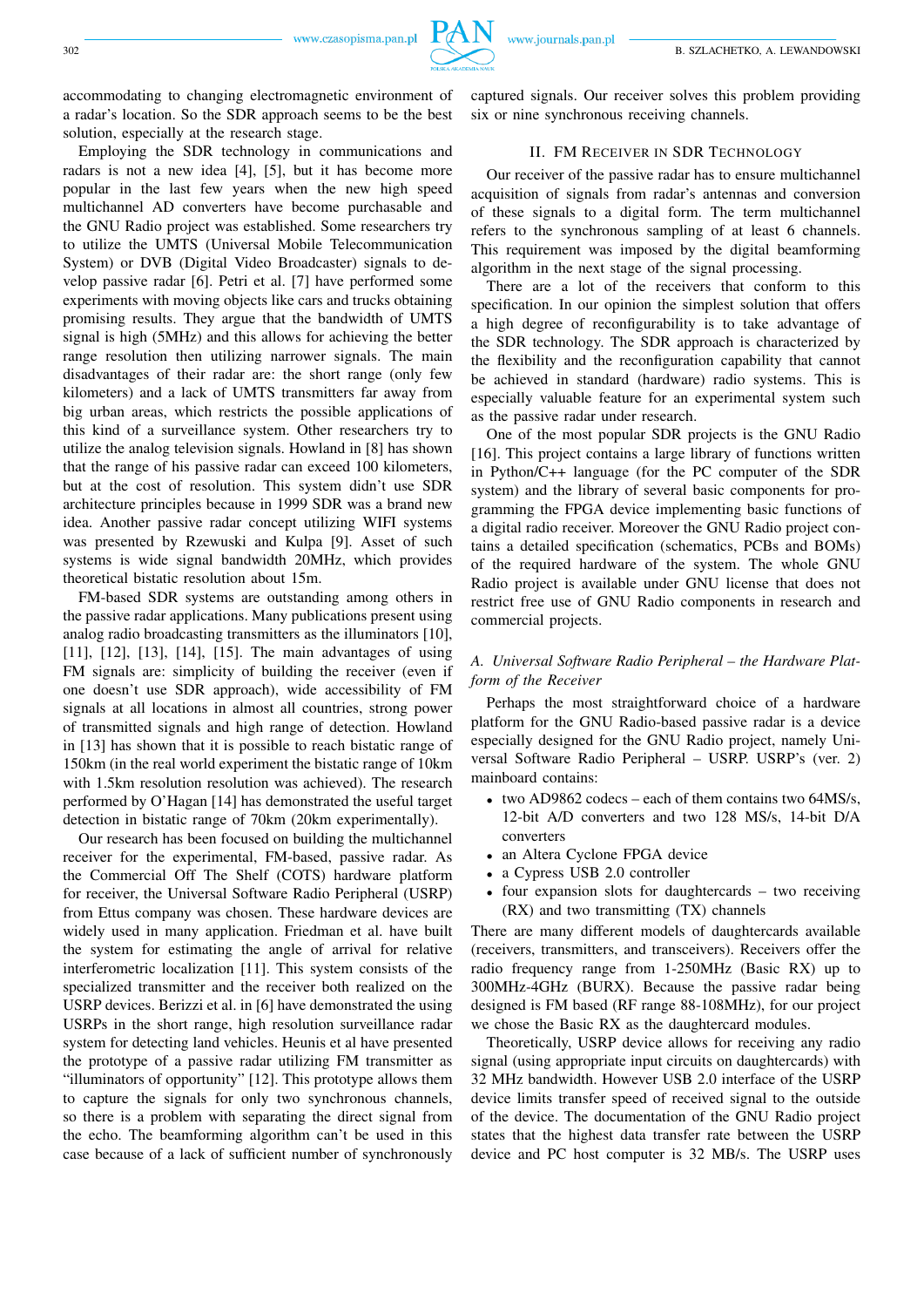accommodating to changing electromagnetic environment of a radar's location. So the SDR approach seems to be the best solution, especially at the research stage.

Employing the SDR technology in communications and radars is not a new idea [4], [5], but it has become more popular in the last few years when the new high speed multichannel AD converters have become purchasable and the GNU Radio project was established. Some researchers try to utilize the UMTS (Universal Mobile Telecommunication System) or DVB (Digital Video Broadcaster) signals to develop passive radar [6]. Petri et al. [7] have performed some experiments with moving objects like cars and trucks obtaining promising results. They argue that the bandwidth of UMTS signal is high (5MHz) and this allows for achieving the better range resolution then utilizing narrower signals. The main disadvantages of their radar are: the short range (only few kilometers) and a lack of UMTS transmitters far away from big urban areas, which restricts the possible applications of this kind of a surveillance system. Other researchers try to utilize the analog television signals. Howland in [8] has shown that the range of his passive radar can exceed 100 kilometers, but at the cost of resolution. This system didn't use SDR architecture principles because in 1999 SDR was a brand new idea. Another passive radar concept utilizing WIFI systems was presented by Rzewuski and Kulpa [9]. Asset of such systems is wide signal bandwidth 20MHz, which provides theoretical bistatic resolution about 15m.

FM-based SDR systems are outstanding among others in the passive radar applications. Many publications present using analog radio broadcasting transmitters as the illuminators [10], [11], [12], [13], [14], [15]. The main advantages of using FM signals are: simplicity of building the receiver (even if one doesn't use SDR approach), wide accessibility of FM signals at all locations in almost all countries, strong power of transmitted signals and high range of detection. Howland in [13] has shown that it is possible to reach bistatic range of 150km (in the real world experiment the bistatic range of 10km with 1.5km resolution resolution was achieved). The research performed by O'Hagan [14] has demonstrated the useful target detection in bistatic range of 70km (20km experimentally).

Our research has been focused on building the multichannel receiver for the experimental, FM-based, passive radar. As the Commercial Off The Shelf (COTS) hardware platform for receiver, the Universal Software Radio Peripheral (USRP) from Ettus company was chosen. These hardware devices are widely used in many application. Friedman et al. have built the system for estimating the angle of arrival for relative interferometric localization [11]. This system consists of the specialized transmitter and the receiver both realized on the USRP devices. Berizzi et al. in [6] have demonstrated the using USRPs in the short range, high resolution surveillance radar system for detecting land vehicles. Heunis et al have presented the prototype of a passive radar utilizing FM transmitter as "illuminators of opportunity" [12]. This prototype allows them to capture the signals for only two synchronous channels, so there is a problem with separating the direct signal from the echo. The beamforming algorithm can't be used in this case because of a lack of sufficient number of synchronously captured signals. Our receiver solves this problem providing six or nine synchronous receiving channels.

## II. FM Receiver in SDR Technology

Our receiver of the passive radar has to ensure multichannel acquisition of signals from radar's antennas and conversion of these signals to a digital form. The term multichannel refers to the synchronous sampling of at least 6 channels. This requirement was imposed by the digital beamforming algorithm in the next stage of the signal processing.

There are a lot of the receivers that conform to this specification. In our opinion the simplest solution that offers a high degree of reconfigurability is to take advantage of the SDR technology. The SDR approach is characterized by the flexibility and the reconfiguration capability that cannot be achieved in standard (hardware) radio systems. This is especially valuable feature for an experimental system such as the passive radar under research.

One of the most popular SDR projects is the GNU Radio [16]. This project contains a large library of functions written in Python/C++ language (for the PC computer of the SDR system) and the library of several basic components for programming the FPGA device implementing basic functions of a digital radio receiver. Moreover the GNU Radio project contains a detailed specification (schematics, PCBs and BOMs) of the required hardware of the system. The whole GNU Radio project is available under GNU license that does not restrict free use of GNU Radio components in research and commercial projects.

### *A. Universal Software Radio Peripheral – the Hardware Platform of the Receiver*

Perhaps the most straightforward choice of a hardware platform for the GNU Radio-based passive radar is a device especially designed for the GNU Radio project, namely Universal Software Radio Peripheral – USRP. USRP's (ver. 2) mainboard contains:

- two AD9862 codecs – each of them contains two 64MS/s, 12-bit A/D converters and two 128 MS/s, 14-bit D/A converters
- an Altera Cyclone FPGA device
- a Cypress USB 2.0 controller
- four expansion slots for daughtercards – two receiving (RX) and two transmitting (TX) channels

There are many different models of daughtercards available (receivers, transmitters, and transceivers). Receivers offer the radio frequency range from 1-250MHz (Basic RX) up to 300MHz-4GHz (BURX). Because the passive radar being designed is FM based (RF range 88-108MHz), for our project we chose the Basic RX as the daughtercard modules.

Theoretically, USRP device allows for receiving any radio signal (using appropriate input circuits on daughtercards) with 32 MHz bandwidth. However USB 2.0 interface of the USRP device limits transfer speed of received signal to the outside of the device. The documentation of the GNU Radio project states that the highest data transfer rate between the USRP device and PC host computer is 32 MB/s. The USRP uses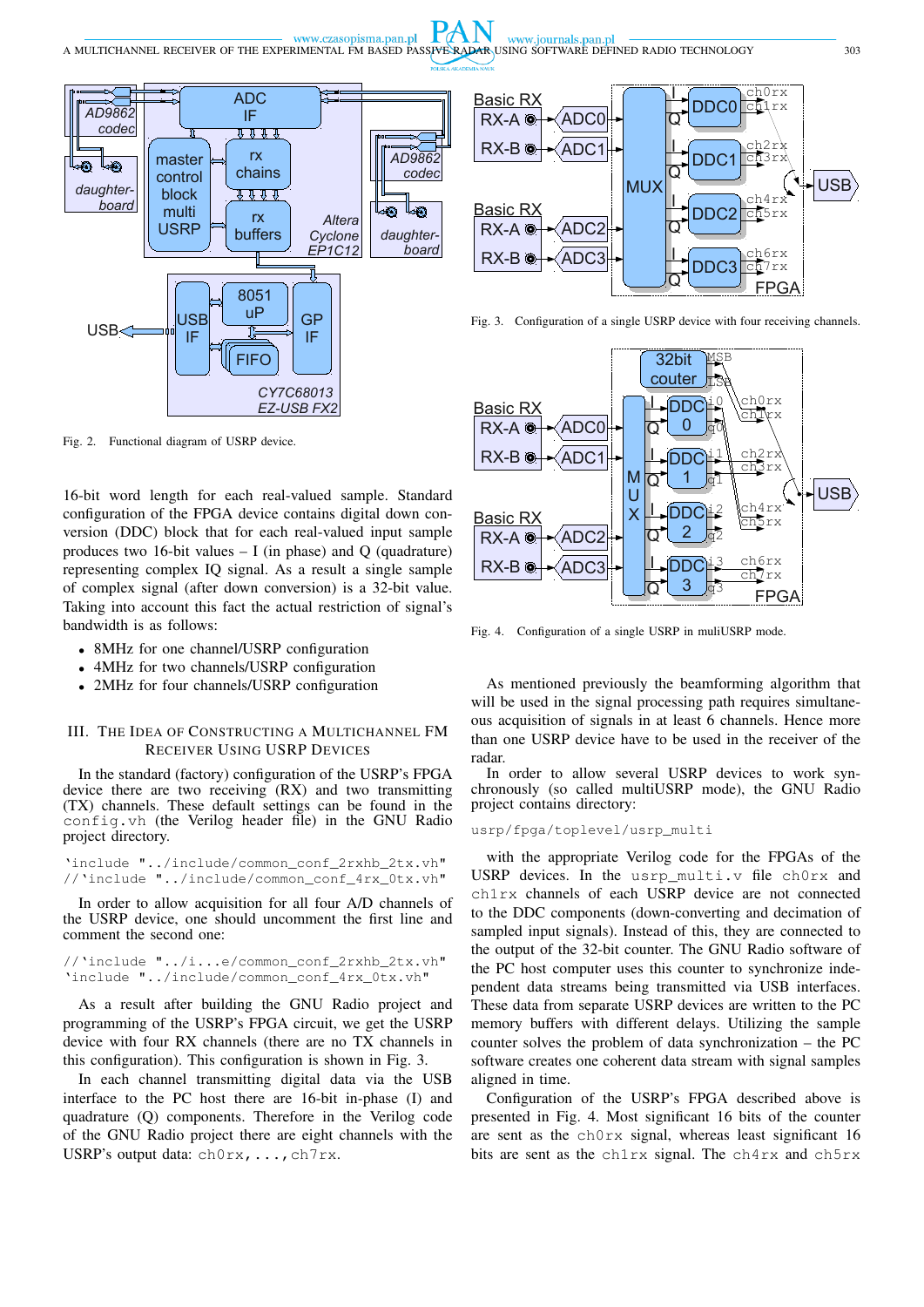Fig. 2. Functional diagram of USRP device.

Fig. 3. Configuration of a single USRP device with four receiving channels.

Fig. 4. Configuration of a single USRP in muliUSRP mode.

16-bit word length for each real-valued sample. Standard configuration of the FPGA device contains digital down conversion (DDC) block that for each real-valued input sample produces two 16-bit values – I (in phase) and Q (quadrature) representing complex IQ signal. As a result a single sample of complex signal (after down conversion) is a 32-bit value. Taking into account this fact the actual restriction of signal's bandwidth is as follows:

- 8MHz for one channel/USRP configuration
- 4MHz for two channels/USRP configuration
- 2MHz for four channels/USRP configuration

## III. The Idea of Constructing a Multichannel FM Receiver Using USRP Devices

In the standard (factory) configuration of the USRP's FPGA device there are two receiving (RX) and two transmitting (TX) channels. These default settings can be found in the `config.vh` (the Verilog header file) in the GNU Radio project directory.

```
`include "../include/common_conf_2rxhb_2tx.vh"
//`include "../include/common_conf_4rx_0tx.vh"
```

In order to allow acquisition for all four A/D channels of the USRP device, one should uncomment the first line and comment the second one:

```
//`include "../i...e/common_conf_2rxhb_2tx.vh"
`include "../include/common_conf_4rx_0tx.vh"
```

As a result after building the GNU Radio project and programming of the USRP's FPGA circuit, we get the USRP device with four RX channels (there are no TX channels in this configuration). This configuration is shown in Fig. 3.

In each channel transmitting digital data via the USB interface to the PC host there are 16-bit in-phase (I) and quadrature (Q) components. Therefore in the Verilog code of the GNU Radio project there are eight channels with the USRP's output data: `ch0rx,...,ch7rx`.

As mentioned previously the beamforming algorithm that will be used in the signal processing path requires simultaneous acquisition of signals in at least 6 channels. Hence more than one USRP device have to be used in the receiver of the radar.

In order to allow several USRP devices to work synchronously (so called multiUSRP mode), the GNU Radio project contains directory:

```
usrp/fpga/toplevel/usrp_multi
```

with the appropriate Verilog code for the FPGAs of the USRP devices. In the `usrp_multi.v` file `ch0rx` and `ch1rx` channels of each USRP device are not connected to the DDC components (down-converting and decimation of sampled input signals). Instead of this, they are connected to the output of the 32-bit counter. The GNU Radio software of the PC host computer uses this counter to synchronize independent data streams being transmitted via USB interfaces. These data from separate USRP devices are written to the PC memory buffers with different delays. Utilizing the sample counter solves the problem of data synchronization – the PC software creates one coherent data stream with signal samples aligned in time.

Configuration of the USRP's FPGA described above is presented in Fig. 4. Most significant 16 bits of the counter are sent as the `ch0rx` signal, whereas least significant 16 bits are sent as the `ch1rx` signal. The `ch4rx` and `ch5rx`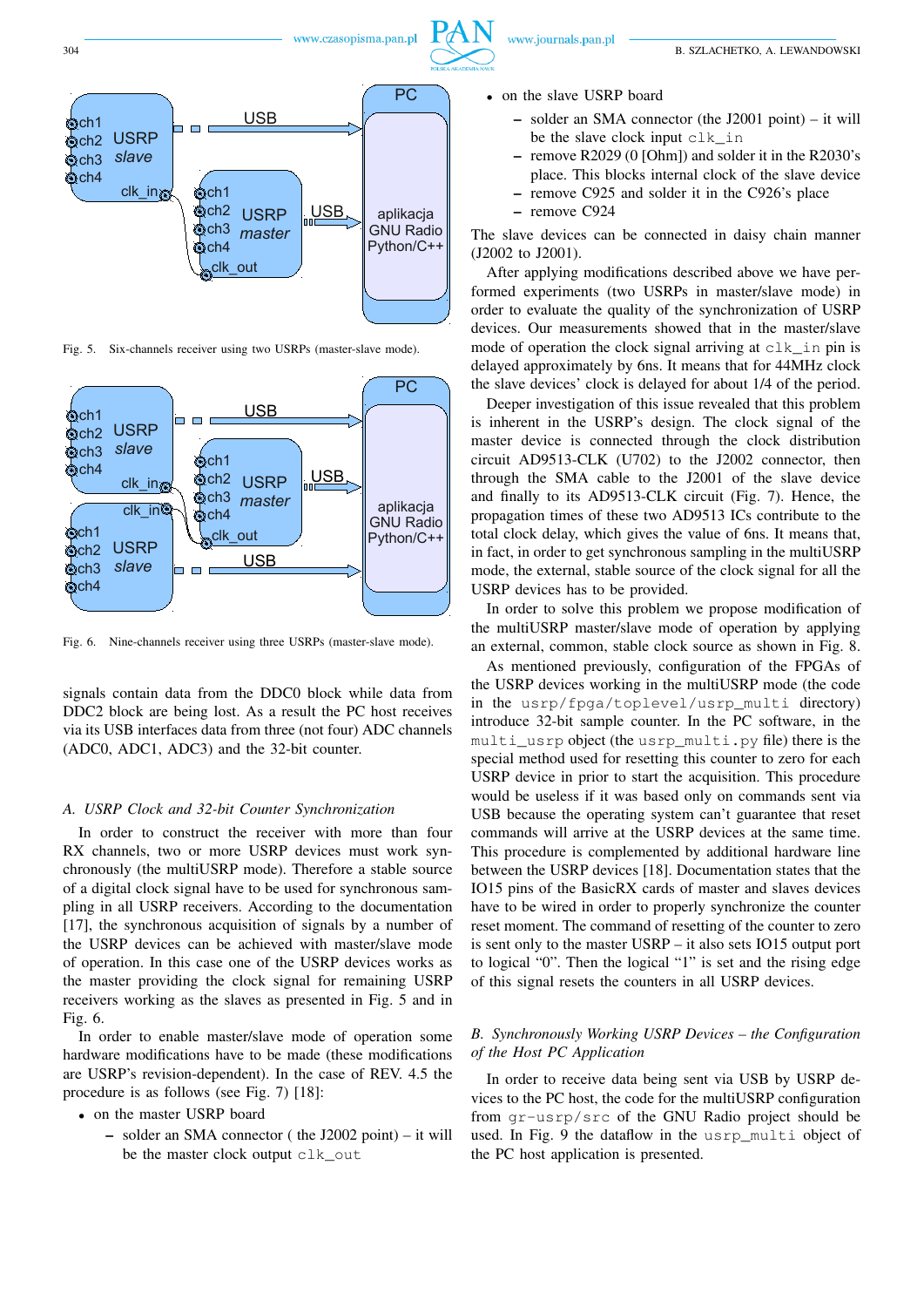Fig. 5. Six-channels receiver using two USRPs (master-slave mode).

Fig. 6. Nine-channels receiver using three USRPs (master-slave mode).

signals contain data from the DDC0 block while data from DDC2 block are being lost. As a result the PC host receives via its USB interfaces data from three (not four) ADC channels (ADC0, ADC1, ADC3) and the 32-bit counter.

### A. USRP Clock and 32-bit Counter Synchronization

In order to construct the receiver with more than four RX channels, two or more USRP devices must work synchronously (the multiUSRP mode). Therefore a stable source of a digital clock signal have to be used for synchronous sampling in all USRP receivers. According to the documentation [17], the synchronous acquisition of signals by a number of the USRP devices can be achieved with master/slave mode of operation. In this case one of the USRP devices works as the master providing the clock signal for remaining USRP receivers working as the slaves as presented in Fig. 5 and in Fig. 6.

In order to enable master/slave mode of operation some hardware modifications have to be made (these modifications are USRP's revision-dependent). In the case of REV. 4.5 the procedure is as follows (see Fig. 7) [18]:

- on the master USRP board
  - solder an SMA connector ( the J2002 point) – it will be the master clock output `clk_out`
- on the slave USRP board
  - solder an SMA connector (the J2001 point) – it will be the slave clock input `clk_in`
  - remove R2029 (0 [Ohm]) and solder it in the R2030's place. This blocks internal clock of the slave device
  - remove C925 and solder it in the C926's place
  - remove C924

The slave devices can be connected in daisy chain manner (J2002 to J2001).

After applying modifications described above we have performed experiments (two USRPs in master/slave mode) in order to evaluate the quality of the synchronization of USRP devices. Our measurements showed that in the master/slave mode of operation the clock signal arriving at `clk_in` pin is delayed approximately by 6ns. It means that for 44MHz clock the slave devices' clock is delayed for about 1/4 of the period.

Deeper investigation of this issue revealed that this problem is inherent in the USRP's design. The clock signal of the master device is connected through the clock distribution circuit AD9513-CLK (U702) to the J2002 connector, then through the SMA cable to the J2001 of the slave device and finally to its AD9513-CLK circuit (Fig. 7). Hence, the propagation times of these two AD9513 ICs contribute to the total clock delay, which gives the value of 6ns. It means that, in fact, in order to get synchronous sampling in the multiUSRP mode, the external, stable source of the clock signal for all the USRP devices has to be provided.

In order to solve this problem we propose modification of the multiUSRP master/slave mode of operation by applying an external, common, stable clock source as shown in Fig. 8.

As mentioned previously, configuration of the FPGAs of the USRP devices working in the multiUSRP mode (the code in the `usrp/fpga/toplevel/usrp_multi` directory) introduce 32-bit sample counter. In the PC software, in the `multi_usrp` object (the `usrp_multi.py` file) there is the special method used for resetting this counter to zero for each USRP device in prior to start the acquisition. This procedure would be useless if it was based only on commands sent via USB because the operating system can't guarantee that reset commands will arrive at the USRP devices at the same time. This procedure is complemented by additional hardware line between the USRP devices [18]. Documentation states that the IO15 pins of the BasicRX cards of master and slaves devices have to be wired in order to properly synchronize the counter reset moment. The command of resetting of the counter to zero is sent only to the master USRP – it also sets IO15 output port to logical "0". Then the logical "1" is set and the rising edge of this signal resets the counters in all USRP devices.

### B. Synchronously Working USRP Devices – the Configuration of the Host PC Application

In order to receive data being sent via USB by USRP devices to the PC host, the code for the multiUSRP configuration from `gr-usrp/src` of the GNU Radio project should be used. In Fig. 9 the dataflow in the `usrp_multi` object of the PC host application is presented.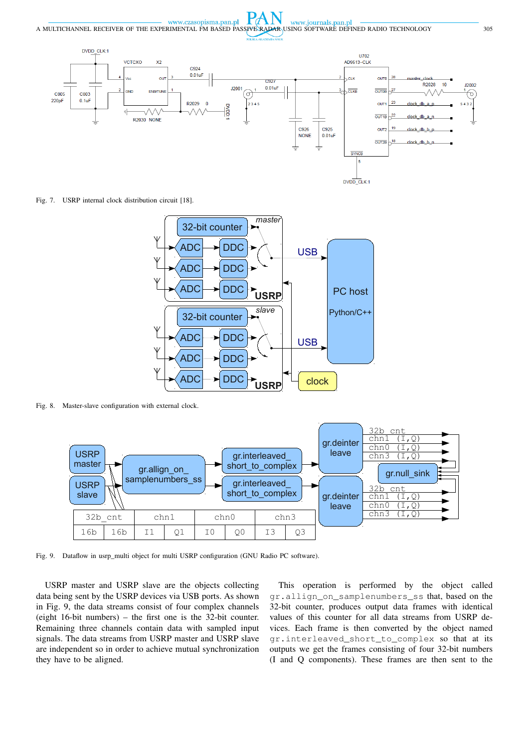Fig. 7. USRP internal clock distribution circuit [18].

Fig. 8. Master-slave configuration with external clock.

Fig. 9. Dataflow in usrp_multi object for multi USRP configuration (GNU Radio PC software).

USRP master and USRP slave are the objects collecting data being sent by the USRP devices via USB ports. As shown in Fig. 9, the data streams consist of four complex channels (eight 16-bit numbers) – the first one is the 32-bit counter. Remaining three channels contain data with sampled input signals. The data streams from USRP master and USRP slave are independent so in order to achieve mutual synchronization they have to be aligned.

This operation is performed by the object called `gr.allign_on_samplenumbers_ss` that, based on the 32-bit counter, produces output data frames with identical values of this counter for all data streams from USRP devices. Each frame is then converted by the object named `gr.interleaved_short_to_complex` so that at its outputs we get the frames consisting of four 32-bit numbers (I and Q components). These frames are then sent to the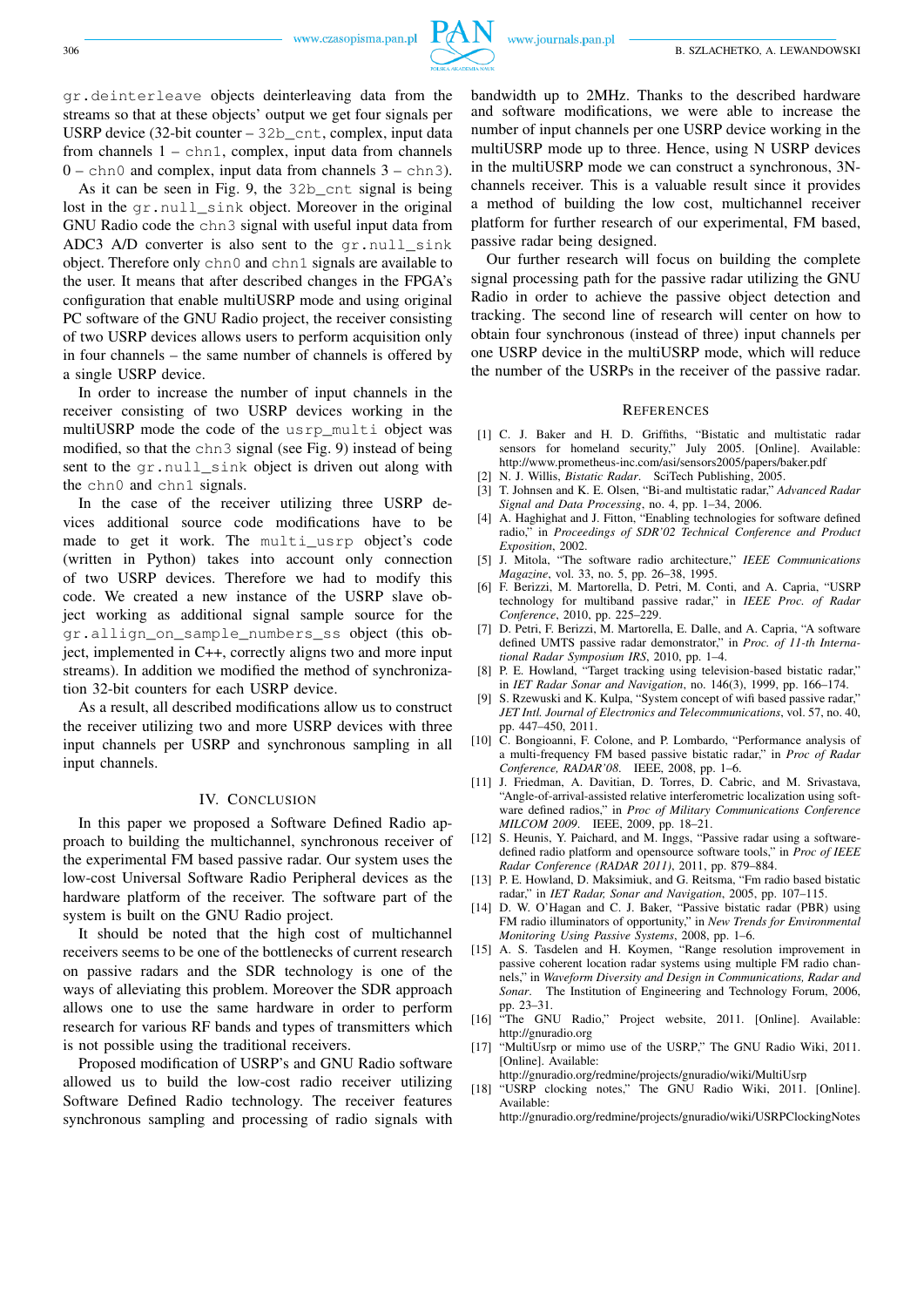gr.deinterleave objects deinterleaving data from the streams so that at these objects' output we get four signals per USRP device (32-bit counter – 32b_cnt, complex, input data from channels 1 – chn1, complex, input data from channels 0 – chn0 and complex, input data from channels 3 – chn3).

As it can be seen in Fig. 9, the 32b_cnt signal is being lost in the gr.null_sink object. Moreover in the original GNU Radio code the chn3 signal with useful input data from ADC3 A/D converter is also sent to the gr.null_sink object. Therefore only chn0 and chn1 signals are available to the user. It means that after described changes in the FPGA's configuration that enable multiUSRP mode and using original PC software of the GNU Radio project, the receiver consisting of two USRP devices allows users to perform acquisition only in four channels – the same number of channels is offered by a single USRP device.

In order to increase the number of input channels in the receiver consisting of two USRP devices working in the multiUSRP mode the code of the usrp_multi object was modified, so that the chn3 signal (see Fig. 9) instead of being sent to the gr.null_sink object is driven out along with the chn0 and chn1 signals.

In the case of the receiver utilizing three USRP devices additional source code modifications have to be made to get it work. The multi_usrp object's code (written in Python) takes into account only connection of two USRP devices. Therefore we had to modify this code. We created a new instance of the USRP slave object working as additional signal sample source for the gr.allign_on_sample_numbers_ss object (this object, implemented in C++, correctly aligns two and more input streams). In addition we modified the method of synchronization 32-bit counters for each USRP device.

As a result, all described modifications allow us to construct the receiver utilizing two and more USRP devices with three input channels per USRP and synchronous sampling in all input channels.

## IV. Conclusion

In this paper we proposed a Software Defined Radio approach to building the multichannel, synchronous receiver of the experimental FM based passive radar. Our system uses the low-cost Universal Software Radio Peripheral devices as the hardware platform of the receiver. The software part of the system is built on the GNU Radio project.

It should be noted that the high cost of multichannel receivers seems to be one of the bottlenecks of current research on passive radars and the SDR technology is one of the ways of alleviating this problem. Moreover the SDR approach allows one to use the same hardware in order to perform research for various RF bands and types of transmitters which is not possible using the traditional receivers.

Proposed modification of USRP's and GNU Radio software allowed us to build the low-cost radio receiver utilizing Software Defined Radio technology. The receiver features synchronous sampling and processing of radio signals with bandwidth up to 2MHz. Thanks to the described hardware and software modifications, we were able to increase the number of input channels per one USRP device working in the multiUSRP mode up to three. Hence, using N USRP devices in the multiUSRP mode we can construct a synchronous, 3N-channels receiver. This is a valuable result since it provides a method of building the low cost, multichannel receiver platform for further research of our experimental, FM based, passive radar being designed.

Our further research will focus on building the complete signal processing path for the passive radar utilizing the GNU Radio in order to achieve the passive object detection and tracking. The second line of research will center on how to obtain four synchronous (instead of three) input channels per one USRP device in the multiUSRP mode, which will reduce the number of the USRPs in the receiver of the passive radar.

## References

[1] C. J. Baker and H. D. Griffiths, "Bistatic and multistatic radar sensors for homeland security," July 2005. [Online]. Available: http://www.prometheus-inc.com/asi/sensors2005/papers/baker.pdf

[2] N. J. Willis, *Bistatic Radar*. SciTech Publishing, 2005.

[3] T. Johnsen and K. E. Olsen, "Bi-and multistatic radar," *Advanced Radar Signal and Data Processing*, no. 4, pp. 1–34, 2006.

[4] A. Haghighat and J. Fitton, "Enabling technologies for software defined radio," in *Proceedings of SDR'02 Technical Conference and Product Exposition*, 2002.

[5] J. Mitola, "The software radio architecture," *IEEE Communications Magazine*, vol. 33, no. 5, pp. 26–38, 1995.

[6] F. Berizzi, M. Martorella, D. Petri, M. Conti, and A. Capria, "USRP technology for multiband passive radar," in *IEEE Proc. of Radar Conference*, 2010, pp. 225–229.

[7] D. Petri, F. Berizzi, M. Martorella, E. Dalle, and A. Capria, "A software defined UMTS passive radar demonstrator," in *Proc. of 11-th International Radar Symposium IRS*, 2010, pp. 1–4.

[8] P. E. Howland, "Target tracking using television-based bistatic radar," in *IET Radar Sonar and Navigation*, no. 146(3), 1999, pp. 166–174.

[9] S. Rzewuski and K. Kulpa, "System concept of wifi based passive radar," *JET Intl. Journal of Electronics and Telecommunications*, vol. 57, no. 40, pp. 447–450, 2011.

[10] C. Bongioanni, F. Colone, and P. Lombardo, "Performance analysis of a multi-frequency FM based passive bistatic radar," in *Proc of Radar Conference, RADAR'08*. IEEE, 2008, pp. 1–6.

[11] J. Friedman, A. Davitian, D. Torres, D. Cabric, and M. Srivastava, "Angle-of-arrival-assisted relative interferometric localization using software defined radios," in *Proc of Military Communications Conference MILCOM 2009*. IEEE, 2009, pp. 18–21.

[12] S. Heunis, Y. Paichard, and M. Inggs, "Passive radar using a software-defined radio platform and opensource software tools," in *Proc of IEEE Radar Conference (RADAR 2011)*, 2011, pp. 879–884.

[13] P. E. Howland, D. Maksimiuk, and G. Reitsma, "Fm radio based bistatic radar," in *IET Radar, Sonar and Navigation*, 2005, pp. 107–115.

[14] D. W. O'Hagan and C. J. Baker, "Passive bistatic radar (PBR) using FM radio illuminators of opportunity," in *New Trends for Environmental Monitoring Using Passive Systems*, 2008, pp. 1–6.

[15] A. S. Tasdelen and H. Koymen, "Range resolution improvement in passive coherent location radar systems using multiple FM radio channels," in *Waveform Diversity and Design in Communications, Radar and Sonar*. The Institution of Engineering and Technology Forum, 2006, pp. 23–31.

[16] "The GNU Radio," Project website, 2011. [Online]. Available: http://gnuradio.org

[17] "MultiUsrp or mimo use of the USRP," The GNU Radio Wiki, 2011. [Online]. Available: http://gnuradio.org/redmine/projects/gnuradio/wiki/MultiUsrp

[18] "USRP clocking notes," The GNU Radio Wiki, 2011. [Online]. Available: http://gnuradio.org/redmine/projects/gnuradio/wiki/USRPClockingNotes